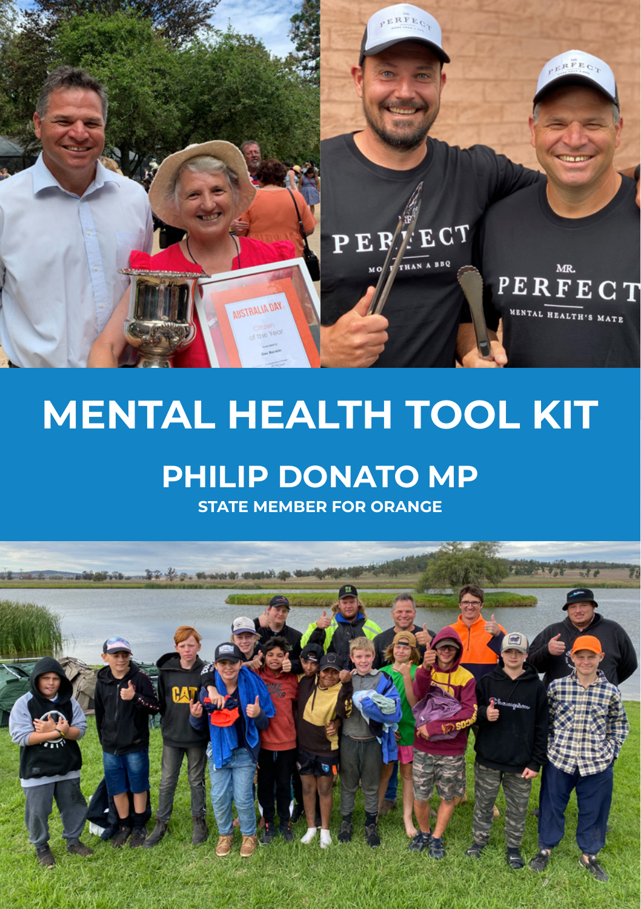# MENTAL HEALTH TOOL KIT

## PHILIP DONATO MP

**STATE MEMBER FOR ORANGE**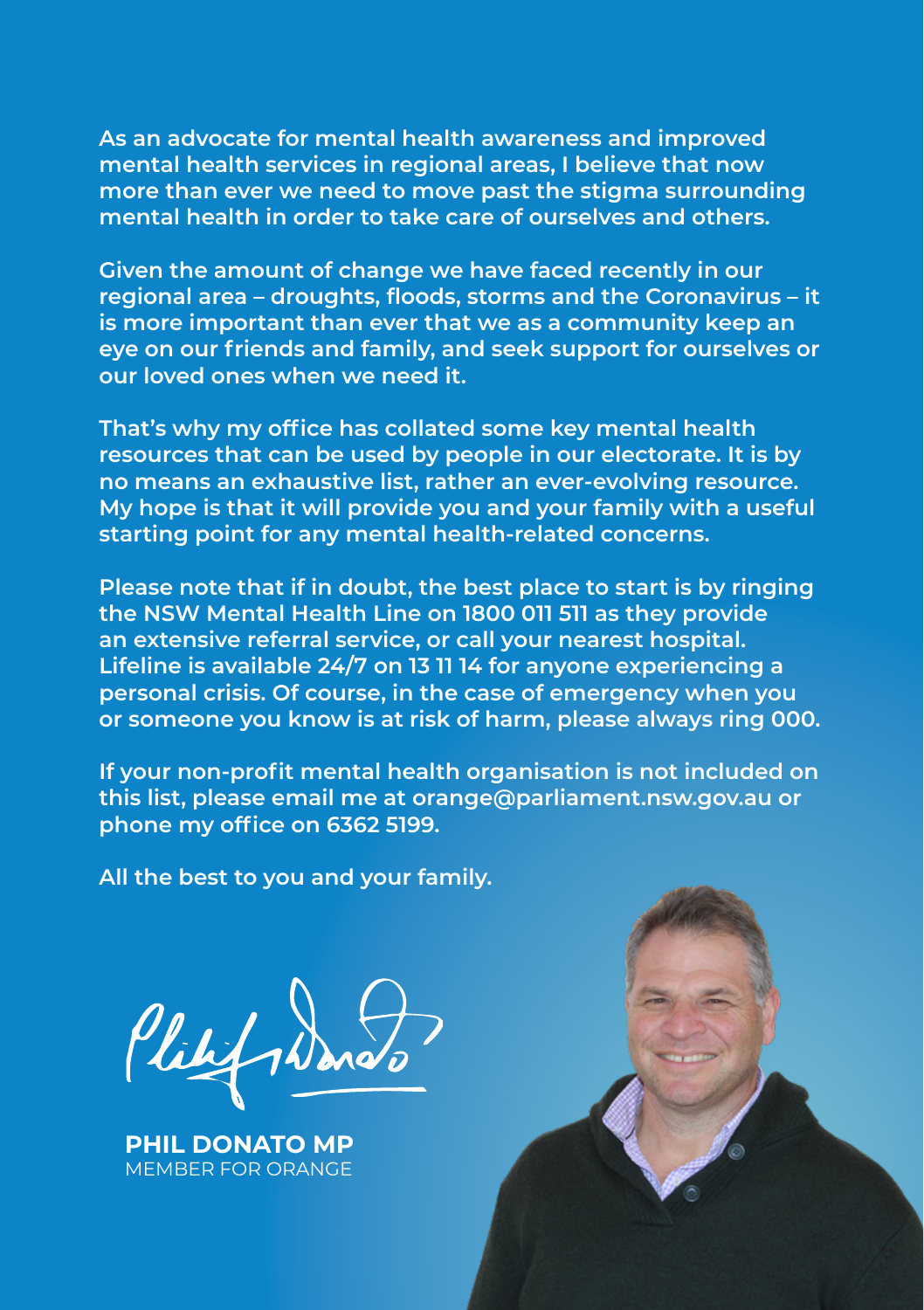**As an advocate for mental health awareness and improved mental health services in regional areas, I believe that now more than ever we need to move past the stigma surrounding mental health in order to take care of ourselves and others.**

**Given the amount of change we have faced recently in our regional area – droughts, floods, storms and the Coronavirus – it is more important than ever that we as a community keep an eye on our friends and family, and seek support for ourselves or our loved ones when we need it.**

**That's why my office has collated some key mental health resources that can be used by people in our electorate. It is by no means an exhaustive list, rather an ever-evolving resource. My hope is that it will provide you and your family with a useful starting point for any mental health-related concerns.**

**Please note that if in doubt, the best place to start is by ringing the NSW Mental Health Line on 1800 011 511 as they provide an extensive referral service, or call your nearest hospital. Lifeline is available 24/7 on 13 11 14 for anyone experiencing a personal crisis. Of course, in the case of emergency when you or someone you know is at risk of harm, please always ring 000.**

**If your non-profit mental health organisation is not included on this list, please email me at orange@parliament.nsw.gov.au or phone my office on 6362 5199.**

**All the best to you and your family.**

**PHIL DONATO MP**
MEMBER FOR ORANGE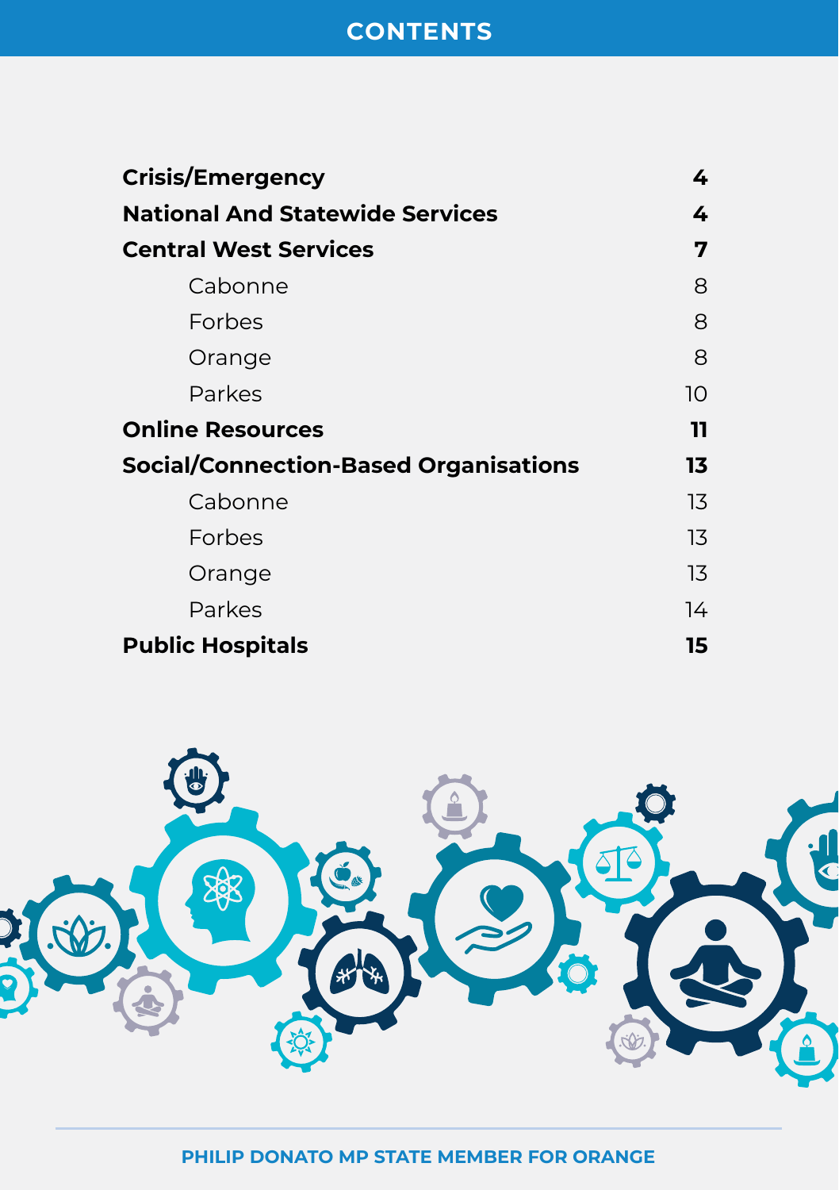# CONTENTS

| | |
|---|---|
| **Crisis/Emergency** | **4** |
| **National And Statewide Services** | **4** |
| **Central West Services** | **7** |
| Cabonne | 8 |
| Forbes | 8 |
| Orange | 8 |
| Parkes | 10 |
| **Online Resources** | **11** |
| **Social/Connection-Based Organisations** | **13** |
| Cabonne | 13 |
| Forbes | 13 |
| Orange | 13 |
| Parkes | 14 |
| **Public Hospitals** | **15** |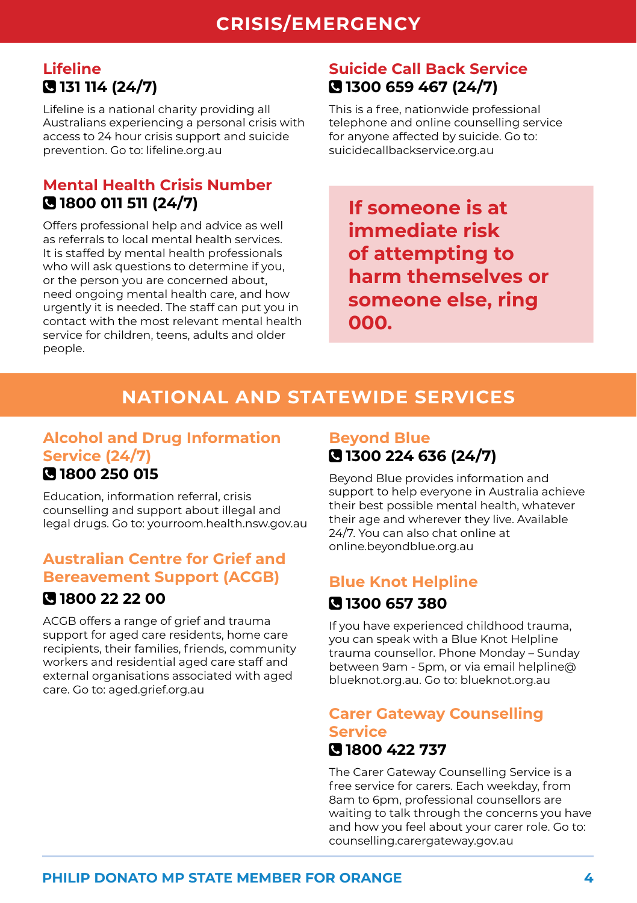# CRISIS/EMERGENCY

## Lifeline

**131 114 (24/7)**

Lifeline is a national charity providing all Australians experiencing a personal crisis with access to 24 hour crisis support and suicide prevention. Go to: lifeline.org.au

## Mental Health Crisis Number

**1800 011 511 (24/7)**

Offers professional help and advice as well as referrals to local mental health services. It is staffed by mental health professionals who will ask questions to determine if you, or the person you are concerned about, need ongoing mental health care, and how urgently it is needed. The staff can put you in contact with the most relevant mental health service for children, teens, adults and older people.

## Suicide Call Back Service

**1300 659 467 (24/7)**

This is a free, nationwide professional telephone and online counselling service for anyone affected by suicide. Go to: suicidecallbackservice.org.au

**If someone is at immediate risk of attempting to harm themselves or someone else, ring 000.**

# NATIONAL AND STATEWIDE SERVICES

## Alcohol and Drug Information Service (24/7)

**1800 250 015**

Education, information referral, crisis counselling and support about illegal and legal drugs. Go to: yourroom.health.nsw.gov.au

## Australian Centre for Grief and Bereavement Support (ACGB)

**1800 22 22 00**

ACGB offers a range of grief and trauma support for aged care residents, home care recipients, their families, friends, community workers and residential aged care staff and external organisations associated with aged care. Go to: aged.grief.org.au

## Beyond Blue

**1300 224 636 (24/7)**

Beyond Blue provides information and support to help everyone in Australia achieve their best possible mental health, whatever their age and wherever they live. Available 24/7. You can also chat online at online.beyondblue.org.au

## Blue Knot Helpline

**1300 657 380**

If you have experienced childhood trauma, you can speak with a Blue Knot Helpline trauma counsellor. Phone Monday – Sunday between 9am - 5pm, or via email helpline@blueknot.org.au. Go to: blueknot.org.au

## Carer Gateway Counselling Service

**1800 422 737**

The Carer Gateway Counselling Service is a free service for carers. Each weekday, from 8am to 6pm, professional counsellors are waiting to talk through the concerns you have and how you feel about your carer role. Go to: counselling.carergateway.gov.au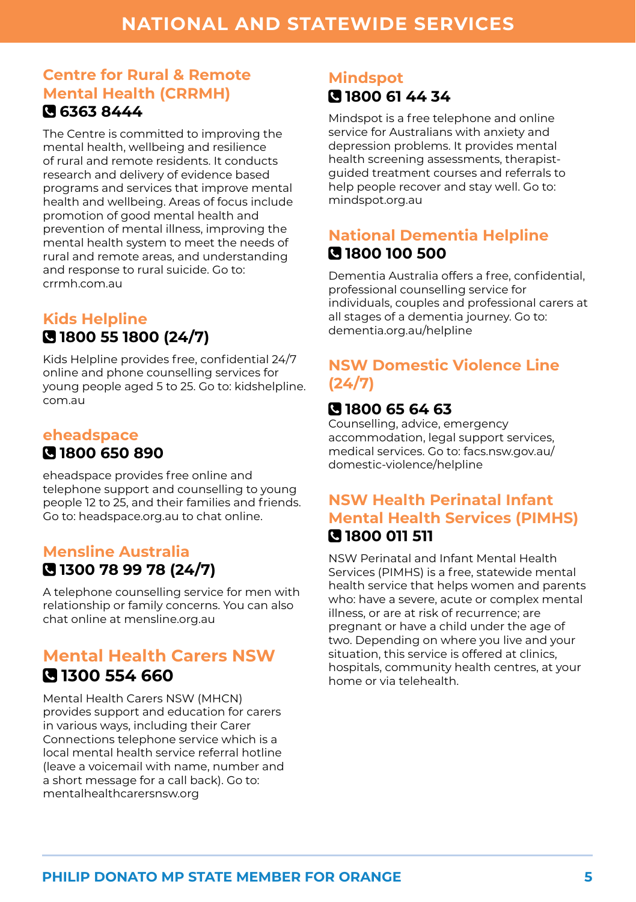# NATIONAL AND STATEWIDE SERVICES

## Centre for Rural & Remote Mental Health (CRRMH)

**6363 8444**

The Centre is committed to improving the mental health, wellbeing and resilience of rural and remote residents. It conducts research and delivery of evidence based programs and services that improve mental health and wellbeing. Areas of focus include promotion of good mental health and prevention of mental illness, improving the mental health system to meet the needs of rural and remote areas, and understanding and response to rural suicide. Go to: crrmh.com.au

## Kids Helpline

**1800 55 1800 (24/7)**

Kids Helpline provides free, confidential 24/7 online and phone counselling services for young people aged 5 to 25. Go to: kidshelpline.com.au

## eheadspace

**1800 650 890**

eheadspace provides free online and telephone support and counselling to young people 12 to 25, and their families and friends. Go to: headspace.org.au to chat online.

## Mensline Australia

**1300 78 99 78 (24/7)**

A telephone counselling service for men with relationship or family concerns. You can also chat online at mensline.org.au

## Mental Health Carers NSW

**1300 554 660**

Mental Health Carers NSW (MHCN) provides support and education for carers in various ways, including their Carer Connections telephone service which is a local mental health service referral hotline (leave a voicemail with name, number and a short message for a call back). Go to: mentalhealthcarersnsw.org

## Mindspot

**1800 61 44 34**

Mindspot is a free telephone and online service for Australians with anxiety and depression problems. It provides mental health screening assessments, therapist-guided treatment courses and referrals to help people recover and stay well. Go to: mindspot.org.au

## National Dementia Helpline

**1800 100 500**

Dementia Australia offers a free, confidential, professional counselling service for individuals, couples and professional carers at all stages of a dementia journey. Go to: dementia.org.au/helpline

## NSW Domestic Violence Line (24/7)

**1800 65 64 63**

Counselling, advice, emergency accommodation, legal support services, medical services. Go to: facs.nsw.gov.au/domestic-violence/helpline

## NSW Health Perinatal Infant Mental Health Services (PIMHS)

**1800 011 511**

NSW Perinatal and Infant Mental Health Services (PIMHS) is a free, statewide mental health service that helps women and parents who: have a severe, acute or complex mental illness, or are at risk of recurrence; are pregnant or have a child under the age of two. Depending on where you live and your situation, this service is offered at clinics, hospitals, community health centres, at your home or via telehealth.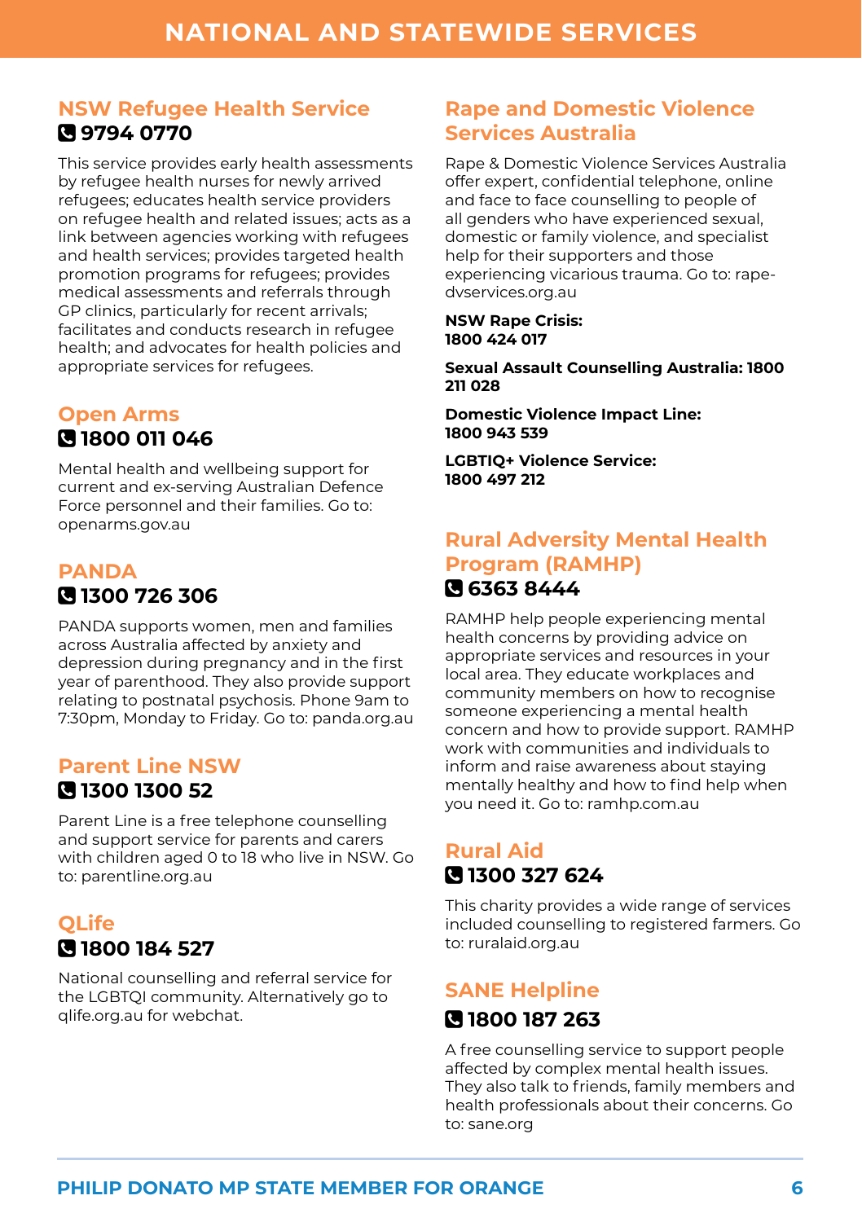# NATIONAL AND STATEWIDE SERVICES

## NSW Refugee Health Service

**📞 9794 0770**

This service provides early health assessments by refugee health nurses for newly arrived refugees; educates health service providers on refugee health and related issues; acts as a link between agencies working with refugees and health services; provides targeted health promotion programs for refugees; provides medical assessments and referrals through GP clinics, particularly for recent arrivals; facilitates and conducts research in refugee health; and advocates for health policies and appropriate services for refugees.

## Open Arms

**📞 1800 011 046**

Mental health and wellbeing support for current and ex-serving Australian Defence Force personnel and their families. Go to: openarms.gov.au

## PANDA

**📞 1300 726 306**

PANDA supports women, men and families across Australia affected by anxiety and depression during pregnancy and in the first year of parenthood. They also provide support relating to postnatal psychosis. Phone 9am to 7:30pm, Monday to Friday. Go to: panda.org.au

## Parent Line NSW

**📞 1300 1300 52**

Parent Line is a free telephone counselling and support service for parents and carers with children aged 0 to 18 who live in NSW. Go to: parentline.org.au

## QLife

**📞 1800 184 527**

National counselling and referral service for the LGBTQI community. Alternatively go to qlife.org.au for webchat.

## Rape and Domestic Violence Services Australia

Rape & Domestic Violence Services Australia offer expert, confidential telephone, online and face to face counselling to people of all genders who have experienced sexual, domestic or family violence, and specialist help for their supporters and those experiencing vicarious trauma. Go to: rape-dvservices.org.au

**NSW Rape Crisis:**
**1800 424 017**

**Sexual Assault Counselling Australia: 1800 211 028**

**Domestic Violence Impact Line:**
**1800 943 539**

**LGBTIQ+ Violence Service:**
**1800 497 212**

## Rural Adversity Mental Health Program (RAMHP)

**📞 6363 8444**

RAMHP help people experiencing mental health concerns by providing advice on appropriate services and resources in your local area. They educate workplaces and community members on how to recognise someone experiencing a mental health concern and how to provide support. RAMHP work with communities and individuals to inform and raise awareness about staying mentally healthy and how to find help when you need it. Go to: ramhp.com.au

## Rural Aid

**📞 1300 327 624**

This charity provides a wide range of services included counselling to registered farmers. Go to: ruralaid.org.au

## SANE Helpline

**📞 1800 187 263**

A free counselling service to support people affected by complex mental health issues. They also talk to friends, family members and health professionals about their concerns. Go to: sane.org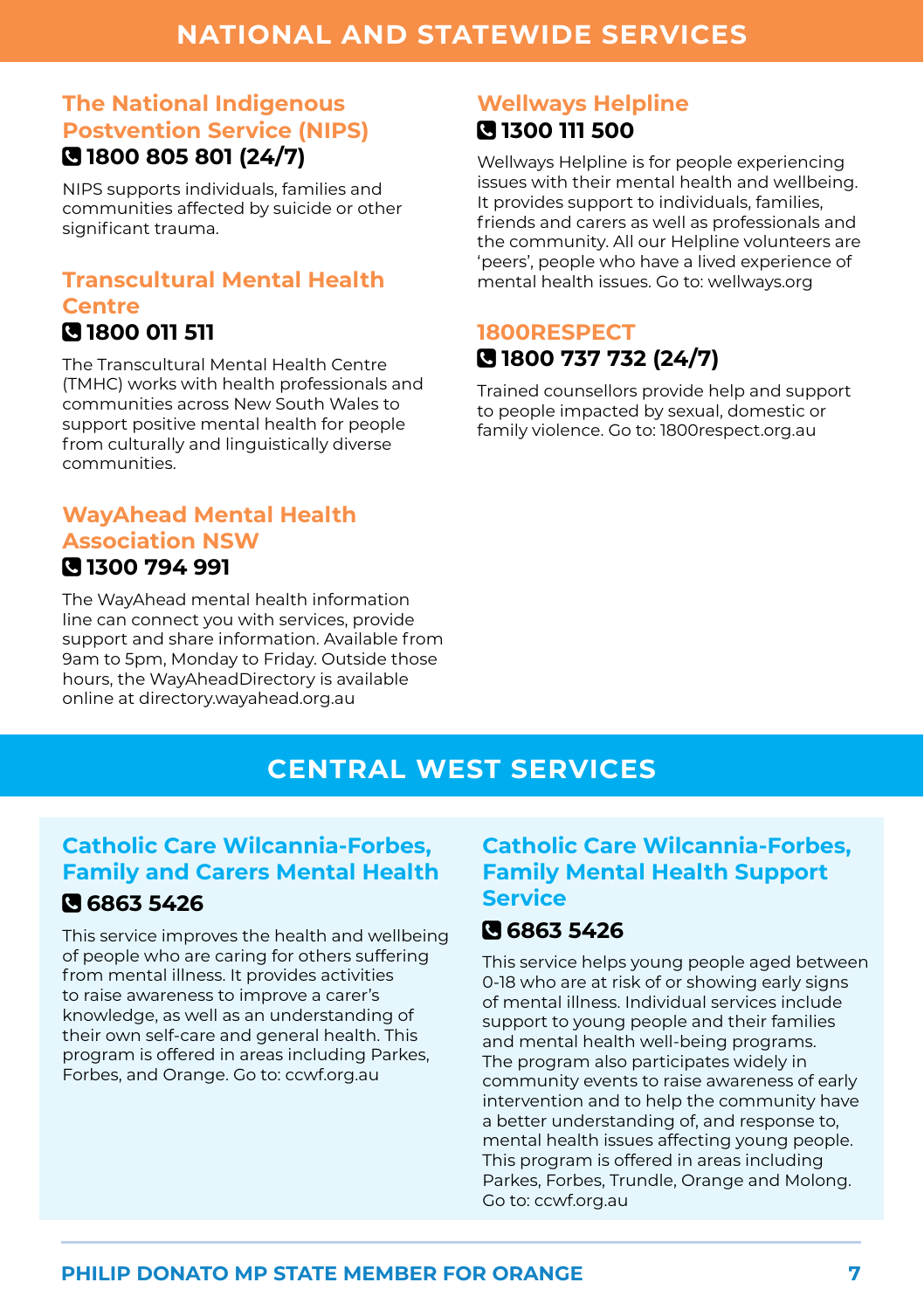## NATIONAL AND STATEWIDE SERVICES

### The National Indigenous Postvention Service (NIPS)

**1800 805 801 (24/7)**

NIPS supports individuals, families and communities affected by suicide or other significant trauma.

### Transcultural Mental Health Centre

**1800 011 511**

The Transcultural Mental Health Centre (TMHC) works with health professionals and communities across New South Wales to support positive mental health for people from culturally and linguistically diverse communities.

### WayAhead Mental Health Association NSW

**1300 794 991**

The WayAhead mental health information line can connect you with services, provide support and share information. Available from 9am to 5pm, Monday to Friday. Outside those hours, the WayAheadDirectory is available online at directory.wayahead.org.au

### Wellways Helpline

**1300 111 500**

Wellways Helpline is for people experiencing issues with their mental health and wellbeing. It provides support to individuals, families, friends and carers as well as professionals and the community. All our Helpline volunteers are 'peers', people who have a lived experience of mental health issues. Go to: wellways.org

### 1800RESPECT

**1800 737 732 (24/7)**

Trained counsellors provide help and support to people impacted by sexual, domestic or family violence. Go to: 1800respect.org.au

## CENTRAL WEST SERVICES

### Catholic Care Wilcannia-Forbes, Family and Carers Mental Health

**6863 5426**

This service improves the health and wellbeing of people who are caring for others suffering from mental illness. It provides activities to raise awareness to improve a carer's knowledge, as well as an understanding of their own self-care and general health. This program is offered in areas including Parkes, Forbes, and Orange. Go to: ccwf.org.au

### Catholic Care Wilcannia-Forbes, Family Mental Health Support Service

**6863 5426**

This service helps young people aged between 0-18 who are at risk of or showing early signs of mental illness. Individual services include support to young people and their families and mental health well-being programs. The program also participates widely in community events to raise awareness of early intervention and to help the community have a better understanding of, and response to, mental health issues affecting young people. This program is offered in areas including Parkes, Forbes, Trundle, Orange and Molong. Go to: ccwf.org.au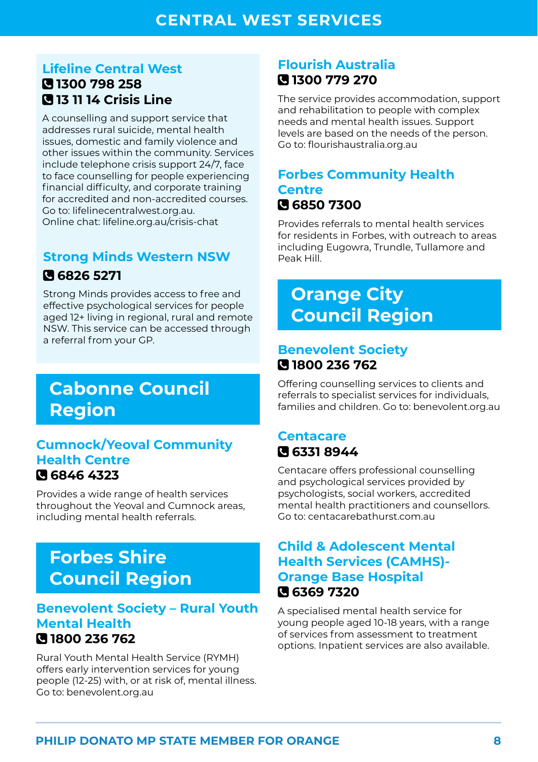# CENTRAL WEST SERVICES

### Lifeline Central West

**1300 798 258**

**13 11 14 Crisis Line**

A counselling and support service that addresses rural suicide, mental health issues, domestic and family violence and other issues within the community. Services include telephone crisis support 24/7, face to face counselling for people experiencing financial difficulty, and corporate training for accredited and non-accredited courses. Go to: lifelinecentralwest.org.au.
Online chat: lifeline.org.au/crisis-chat

### Strong Minds Western NSW

**6826 5271**

Strong Minds provides access to free and effective psychological services for people aged 12+ living in regional, rural and remote NSW. This service can be accessed through a referral from your GP.

## Cabonne Council Region

### Cumnock/Yeoval Community Health Centre

**6846 4323**

Provides a wide range of health services throughout the Yeoval and Cumnock areas, including mental health referrals.

## Forbes Shire Council Region

### Benevolent Society – Rural Youth Mental Health

**1800 236 762**

Rural Youth Mental Health Service (RYMH) offers early intervention services for young people (12-25) with, or at risk of, mental illness. Go to: benevolent.org.au

### Flourish Australia

**1300 779 270**

The service provides accommodation, support and rehabilitation to people with complex needs and mental health issues. Support levels are based on the needs of the person. Go to: flourishaustralia.org.au

### Forbes Community Health Centre

**6850 7300**

Provides referrals to mental health services for residents in Forbes, with outreach to areas including Eugowra, Trundle, Tullamore and Peak Hill.

## Orange City Council Region

### Benevolent Society

**1800 236 762**

Offering counselling services to clients and referrals to specialist services for individuals, families and children. Go to: benevolent.org.au

### Centacare

**6331 8944**

Centacare offers professional counselling and psychological services provided by psychologists, social workers, accredited mental health practitioners and counsellors. Go to: centacarebathurst.com.au

### Child & Adolescent Mental Health Services (CAMHS)- Orange Base Hospital

**6369 7320**

A specialised mental health service for young people aged 10-18 years, with a range of services from assessment to treatment options. Inpatient services are also available.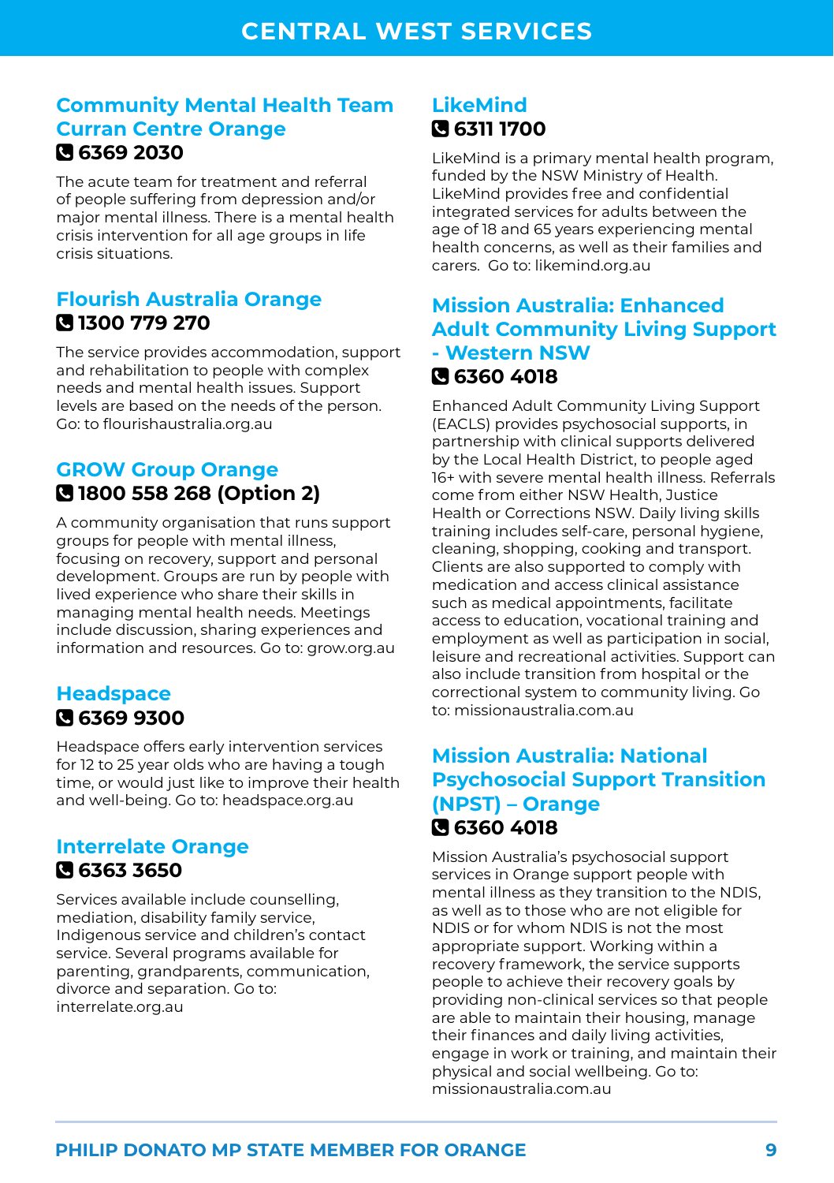# CENTRAL WEST SERVICES

## Community Mental Health Team Curran Centre Orange

**6369 2030**

The acute team for treatment and referral of people suffering from depression and/or major mental illness. There is a mental health crisis intervention for all age groups in life crisis situations.

## Flourish Australia Orange

**1300 779 270**

The service provides accommodation, support and rehabilitation to people with complex needs and mental health issues. Support levels are based on the needs of the person. Go: to flourishaustralia.org.au

## GROW Group Orange

**1800 558 268 (Option 2)**

A community organisation that runs support groups for people with mental illness, focusing on recovery, support and personal development. Groups are run by people with lived experience who share their skills in managing mental health needs. Meetings include discussion, sharing experiences and information and resources. Go to: grow.org.au

## Headspace

**6369 9300**

Headspace offers early intervention services for 12 to 25 year olds who are having a tough time, or would just like to improve their health and well-being. Go to: headspace.org.au

## Interrelate Orange

**6363 3650**

Services available include counselling, mediation, disability family service, Indigenous service and children's contact service. Several programs available for parenting, grandparents, communication, divorce and separation. Go to: interrelate.org.au

## LikeMind

**6311 1700**

LikeMind is a primary mental health program, funded by the NSW Ministry of Health. LikeMind provides free and confidential integrated services for adults between the age of 18 and 65 years experiencing mental health concerns, as well as their families and carers. Go to: likemind.org.au

## Mission Australia: Enhanced Adult Community Living Support - Western NSW

**6360 4018**

Enhanced Adult Community Living Support (EACLS) provides psychosocial supports, in partnership with clinical supports delivered by the Local Health District, to people aged 16+ with severe mental health illness. Referrals come from either NSW Health, Justice Health or Corrections NSW. Daily living skills training includes self-care, personal hygiene, cleaning, shopping, cooking and transport. Clients are also supported to comply with medication and access clinical assistance such as medical appointments, facilitate access to education, vocational training and employment as well as participation in social, leisure and recreational activities. Support can also include transition from hospital or the correctional system to community living. Go to: missionaustralia.com.au

## Mission Australia: National Psychosocial Support Transition (NPST) – Orange

**6360 4018**

Mission Australia's psychosocial support services in Orange support people with mental illness as they transition to the NDIS, as well as to those who are not eligible for NDIS or for whom NDIS is not the most appropriate support. Working within a recovery framework, the service supports people to achieve their recovery goals by providing non-clinical services so that people are able to maintain their housing, manage their finances and daily living activities, engage in work or training, and maintain their physical and social wellbeing. Go to: missionaustralia.com.au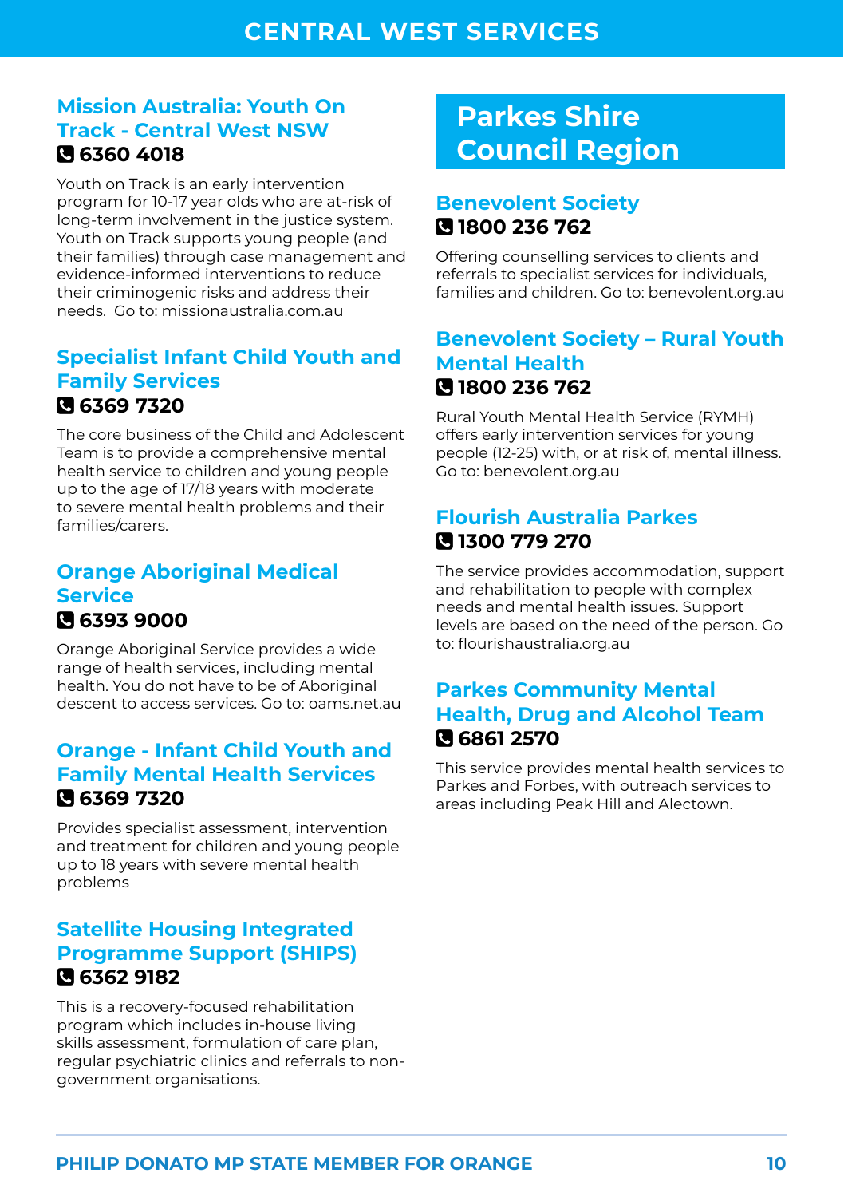### Mission Australia: Youth On Track - Central West NSW

**6360 4018**

Youth on Track is an early intervention program for 10-17 year olds who are at-risk of long-term involvement in the justice system. Youth on Track supports young people (and their families) through case management and evidence-informed interventions to reduce their criminogenic risks and address their needs. Go to: missionaustralia.com.au

### Specialist Infant Child Youth and Family Services

**6369 7320**

The core business of the Child and Adolescent Team is to provide a comprehensive mental health service to children and young people up to the age of 17/18 years with moderate to severe mental health problems and their families/carers.

### Orange Aboriginal Medical Service

**6393 9000**

Orange Aboriginal Service provides a wide range of health services, including mental health. You do not have to be of Aboriginal descent to access services. Go to: oams.net.au

### Orange - Infant Child Youth and Family Mental Health Services

**6369 7320**

Provides specialist assessment, intervention and treatment for children and young people up to 18 years with severe mental health problems

### Satellite Housing Integrated Programme Support (SHIPS)

**6362 9182**

This is a recovery-focused rehabilitation program which includes in-house living skills assessment, formulation of care plan, regular psychiatric clinics and referrals to non-government organisations.

## Parkes Shire Council Region

### Benevolent Society

**1800 236 762**

Offering counselling services to clients and referrals to specialist services for individuals, families and children. Go to: benevolent.org.au

### Benevolent Society – Rural Youth Mental Health

**1800 236 762**

Rural Youth Mental Health Service (RYMH) offers early intervention services for young people (12-25) with, or at risk of, mental illness. Go to: benevolent.org.au

### Flourish Australia Parkes

**1300 779 270**

The service provides accommodation, support and rehabilitation to people with complex needs and mental health issues. Support levels are based on the need of the person. Go to: flourishaustralia.org.au

### Parkes Community Mental Health, Drug and Alcohol Team

**6861 2570**

This service provides mental health services to Parkes and Forbes, with outreach services to areas including Peak Hill and Alectown.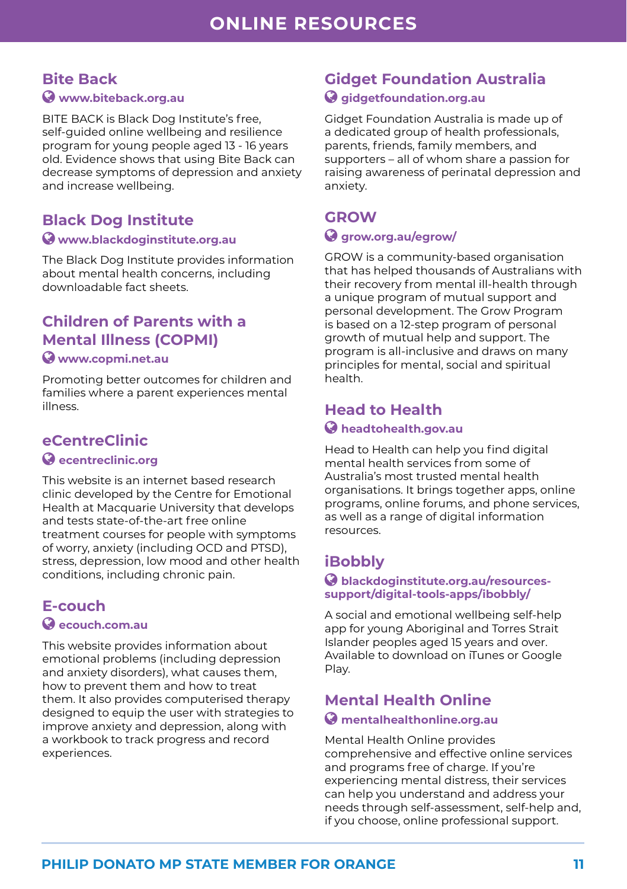# ONLINE RESOURCES

## Bite Back

**www.biteback.org.au**

BITE BACK is Black Dog Institute's free, self-guided online wellbeing and resilience program for young people aged 13 - 16 years old. Evidence shows that using Bite Back can decrease symptoms of depression and anxiety and increase wellbeing.

## Black Dog Institute

**www.blackdoginstitute.org.au**

The Black Dog Institute provides information about mental health concerns, including downloadable fact sheets.

## Children of Parents with a Mental Illness (COPMI)

**www.copmi.net.au**

Promoting better outcomes for children and families where a parent experiences mental illness.

## eCentreClinic

**ecentreclinic.org**

This website is an internet based research clinic developed by the Centre for Emotional Health at Macquarie University that develops and tests state-of-the-art free online treatment courses for people with symptoms of worry, anxiety (including OCD and PTSD), stress, depression, low mood and other health conditions, including chronic pain.

## E-couch

**ecouch.com.au**

This website provides information about emotional problems (including depression and anxiety disorders), what causes them, how to prevent them and how to treat them. It also provides computerised therapy designed to equip the user with strategies to improve anxiety and depression, along with a workbook to track progress and record experiences.

## Gidget Foundation Australia

**gidgetfoundation.org.au**

Gidget Foundation Australia is made up of a dedicated group of health professionals, parents, friends, family members, and supporters – all of whom share a passion for raising awareness of perinatal depression and anxiety.

## GROW

**grow.org.au/egrow/**

GROW is a community-based organisation that has helped thousands of Australians with their recovery from mental ill-health through a unique program of mutual support and personal development. The Grow Program is based on a 12-step program of personal growth of mutual help and support. The program is all-inclusive and draws on many principles for mental, social and spiritual health.

## Head to Health

**headtohealth.gov.au**

Head to Health can help you find digital mental health services from some of Australia's most trusted mental health organisations. It brings together apps, online programs, online forums, and phone services, as well as a range of digital information resources.

## iBobbly

**blackdoginstitute.org.au/resources-support/digital-tools-apps/ibobbly/**

A social and emotional wellbeing self-help app for young Aboriginal and Torres Strait Islander peoples aged 15 years and over. Available to download on iTunes or Google Play.

## Mental Health Online

**mentalhealthonline.org.au**

Mental Health Online provides comprehensive and effective online services and programs free of charge. If you're experiencing mental distress, their services can help you understand and address your needs through self-assessment, self-help and, if you choose, online professional support.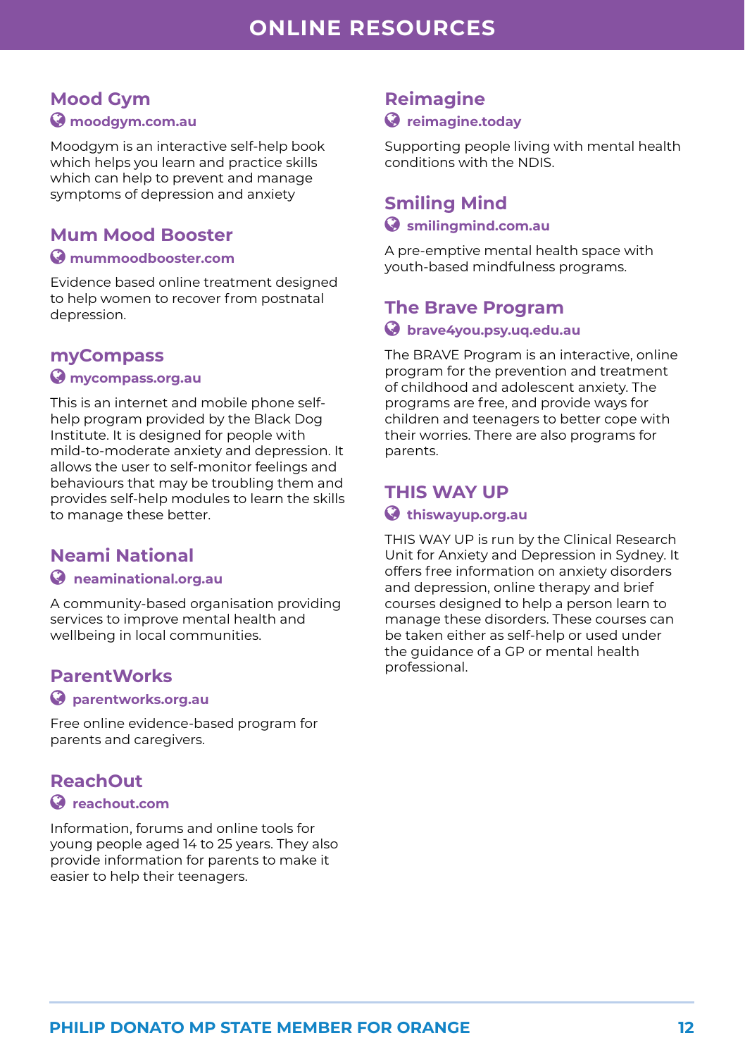# ONLINE RESOURCES

## Mood Gym

**moodgym.com.au**

Moodgym is an interactive self-help book which helps you learn and practice skills which can help to prevent and manage symptoms of depression and anxiety

## Mum Mood Booster

**mummoodbooster.com**

Evidence based online treatment designed to help women to recover from postnatal depression.

## myCompass

**mycompass.org.au**

This is an internet and mobile phone self-help program provided by the Black Dog Institute. It is designed for people with mild-to-moderate anxiety and depression. It allows the user to self-monitor feelings and behaviours that may be troubling them and provides self-help modules to learn the skills to manage these better.

## Neami National

**neaminational.org.au**

A community-based organisation providing services to improve mental health and wellbeing in local communities.

## ParentWorks

**parentworks.org.au**

Free online evidence-based program for parents and caregivers.

## ReachOut

**reachout.com**

Information, forums and online tools for young people aged 14 to 25 years. They also provide information for parents to make it easier to help their teenagers.

## Reimagine

**reimagine.today**

Supporting people living with mental health conditions with the NDIS.

## Smiling Mind

**smilingmind.com.au**

A pre-emptive mental health space with youth-based mindfulness programs.

## The Brave Program

**brave4you.psy.uq.edu.au**

The BRAVE Program is an interactive, online program for the prevention and treatment of childhood and adolescent anxiety. The programs are free, and provide ways for children and teenagers to better cope with their worries. There are also programs for parents.

## THIS WAY UP

**thiswayup.org.au**

THIS WAY UP is run by the Clinical Research Unit for Anxiety and Depression in Sydney. It offers free information on anxiety disorders and depression, online therapy and brief courses designed to help a person learn to manage these disorders. These courses can be taken either as self-help or used under the guidance of a GP or mental health professional.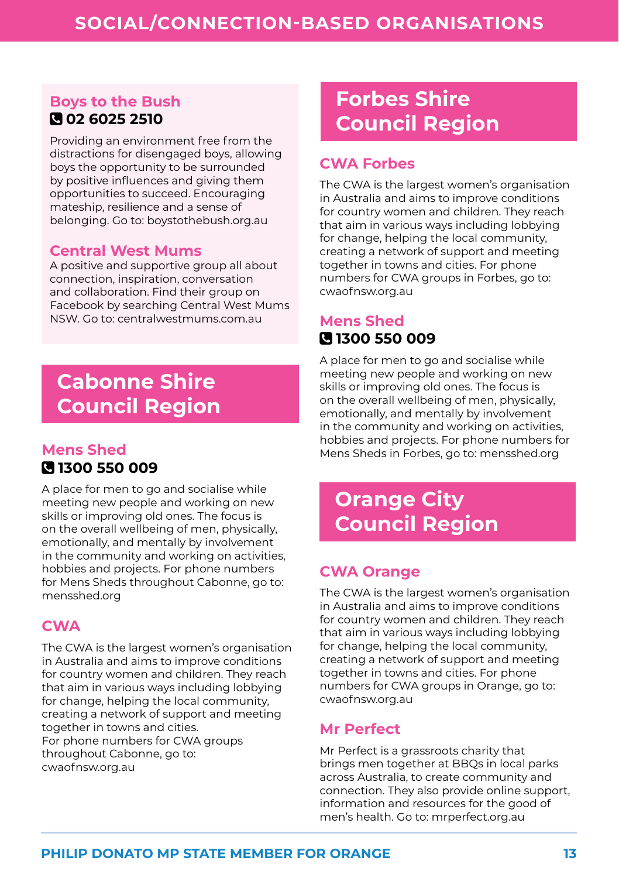# SOCIAL/CONNECTION-BASED ORGANISATIONS

### Boys to the Bush

**02 6025 2510**

Providing an environment free from the distractions for disengaged boys, allowing boys the opportunity to be surrounded by positive influences and giving them opportunities to succeed. Encouraging mateship, resilience and a sense of belonging. Go to: boystothebush.org.au

### Central West Mums

A positive and supportive group all about connection, inspiration, conversation and collaboration. Find their group on Facebook by searching Central West Mums NSW. Go to: centralwestmums.com.au

## Cabonne Shire Council Region

### Mens Shed

**1300 550 009**

A place for men to go and socialise while meeting new people and working on new skills or improving old ones. The focus is on the overall wellbeing of men, physically, emotionally, and mentally by involvement in the community and working on activities, hobbies and projects. For phone numbers for Mens Sheds throughout Cabonne, go to: mensshed.org

### CWA

The CWA is the largest women's organisation in Australia and aims to improve conditions for country women and children. They reach that aim in various ways including lobbying for change, helping the local community, creating a network of support and meeting together in towns and cities.
For phone numbers for CWA groups throughout Cabonne, go to: cwaofnsw.org.au

## Forbes Shire Council Region

### CWA Forbes

The CWA is the largest women's organisation in Australia and aims to improve conditions for country women and children. They reach that aim in various ways including lobbying for change, helping the local community, creating a network of support and meeting together in towns and cities. For phone numbers for CWA groups in Forbes, go to: cwaofnsw.org.au

### Mens Shed

**1300 550 009**

A place for men to go and socialise while meeting new people and working on new skills or improving old ones. The focus is on the overall wellbeing of men, physically, emotionally, and mentally by involvement in the community and working on activities, hobbies and projects. For phone numbers for Mens Sheds in Forbes, go to: mensshed.org

## Orange City Council Region

### CWA Orange

The CWA is the largest women's organisation in Australia and aims to improve conditions for country women and children. They reach that aim in various ways including lobbying for change, helping the local community, creating a network of support and meeting together in towns and cities. For phone numbers for CWA groups in Orange, go to: cwaofnsw.org.au

### Mr Perfect

Mr Perfect is a grassroots charity that brings men together at BBQs in local parks across Australia, to create community and connection. They also provide online support, information and resources for the good of men's health. Go to: mrperfect.org.au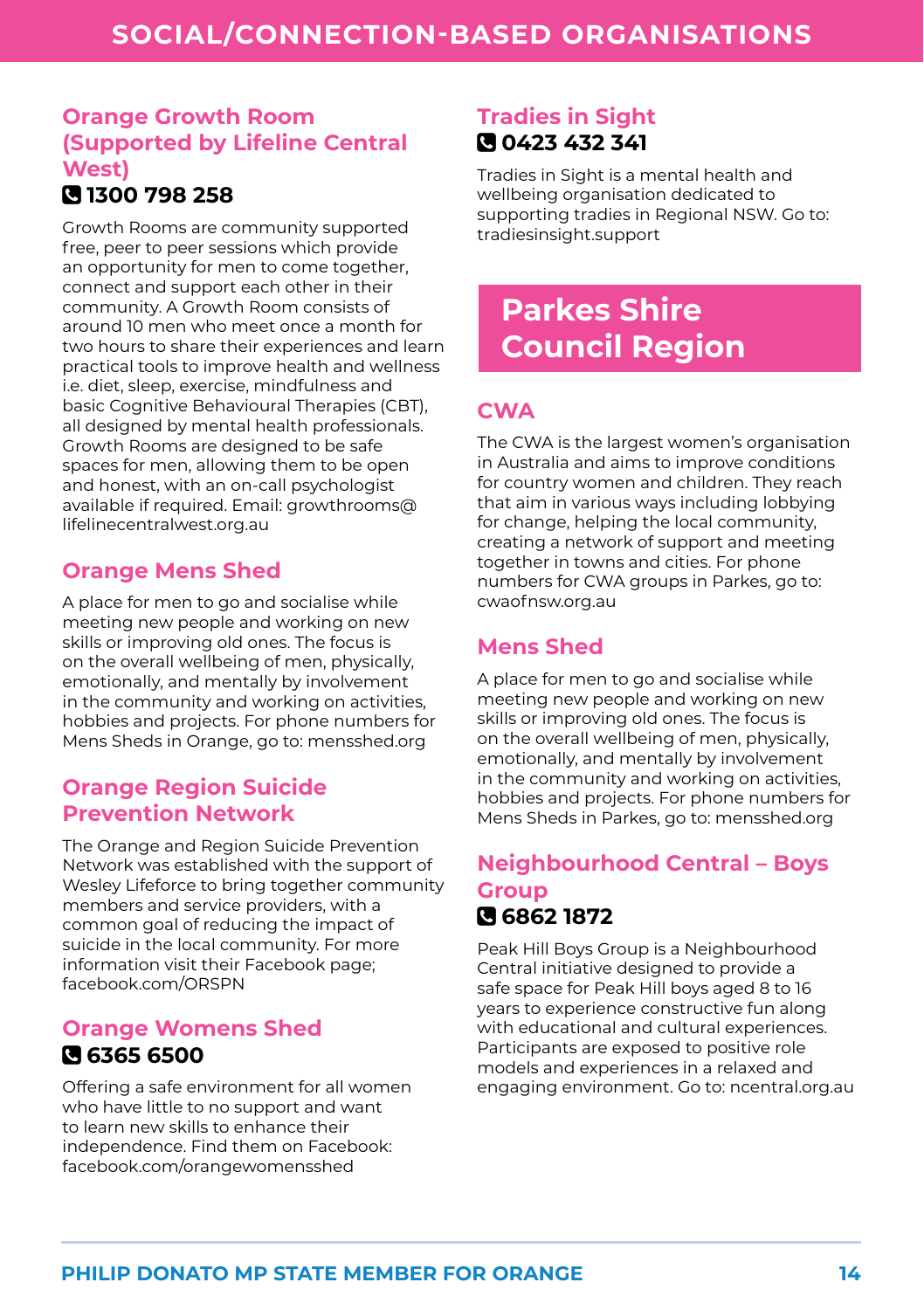# SOCIAL/CONNECTION-BASED ORGANISATIONS

### Orange Growth Room (Supported by Lifeline Central West)

**1300 798 258**

Growth Rooms are community supported free, peer to peer sessions which provide an opportunity for men to come together, connect and support each other in their community. A Growth Room consists of around 10 men who meet once a month for two hours to share their experiences and learn practical tools to improve health and wellness i.e. diet, sleep, exercise, mindfulness and basic Cognitive Behavioural Therapies (CBT), all designed by mental health professionals. Growth Rooms are designed to be safe spaces for men, allowing them to be open and honest, with an on-call psychologist available if required. Email: growthrooms@lifelinecentralwest.org.au

### Orange Mens Shed

A place for men to go and socialise while meeting new people and working on new skills or improving old ones. The focus is on the overall wellbeing of men, physically, emotionally, and mentally by involvement in the community and working on activities, hobbies and projects. For phone numbers for Mens Sheds in Orange, go to: mensshed.org

### Orange Region Suicide Prevention Network

The Orange and Region Suicide Prevention Network was established with the support of Wesley Lifeforce to bring together community members and service providers, with a common goal of reducing the impact of suicide in the local community. For more information visit their Facebook page; facebook.com/ORSPN

### Orange Womens Shed

**6365 6500**

Offering a safe environment for all women who have little to no support and want to learn new skills to enhance their independence. Find them on Facebook: facebook.com/orangewomensshed

### Tradies in Sight

**0423 432 341**

Tradies in Sight is a mental health and wellbeing organisation dedicated to supporting tradies in Regional NSW. Go to: tradiesinsight.support

## Parkes Shire Council Region

### CWA

The CWA is the largest women's organisation in Australia and aims to improve conditions for country women and children. They reach that aim in various ways including lobbying for change, helping the local community, creating a network of support and meeting together in towns and cities. For phone numbers for CWA groups in Parkes, go to: cwaofnsw.org.au

### Mens Shed

A place for men to go and socialise while meeting new people and working on new skills or improving old ones. The focus is on the overall wellbeing of men, physically, emotionally, and mentally by involvement in the community and working on activities, hobbies and projects. For phone numbers for Mens Sheds in Parkes, go to: mensshed.org

### Neighbourhood Central – Boys Group

**6862 1872**

Peak Hill Boys Group is a Neighbourhood Central initiative designed to provide a safe space for Peak Hill boys aged 8 to 16 years to experience constructive fun along with educational and cultural experiences. Participants are exposed to positive role models and experiences in a relaxed and engaging environment. Go to: ncentral.org.au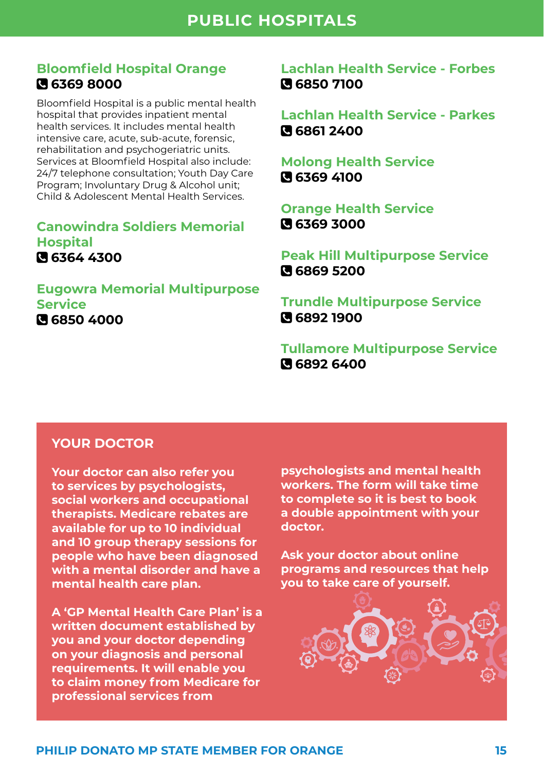# PUBLIC HOSPITALS

### Bloomfield Hospital Orange

6369 8000

Bloomfield Hospital is a public mental health hospital that provides inpatient mental health services. It includes mental health intensive care, acute, sub-acute, forensic, rehabilitation and psychogeriatric units. Services at Bloomfield Hospital also include: 24/7 telephone consultation; Youth Day Care Program; Involuntary Drug & Alcohol unit; Child & Adolescent Mental Health Services.

### Canowindra Soldiers Memorial Hospital

6364 4300

### Eugowra Memorial Multipurpose Service

6850 4000

### Lachlan Health Service - Forbes

6850 7100

### Lachlan Health Service - Parkes

6861 2400

### Molong Health Service

6369 4100

### Orange Health Service

6369 3000

### Peak Hill Multipurpose Service

6869 5200

### Trundle Multipurpose Service

6892 1900

### Tullamore Multipurpose Service

6892 6400

## YOUR DOCTOR

**Your doctor can also refer you to services by psychologists, social workers and occupational therapists. Medicare rebates are available for up to 10 individual and 10 group therapy sessions for people who have been diagnosed with a mental disorder and have a mental health care plan.**

**A 'GP Mental Health Care Plan' is a written document established by you and your doctor depending on your diagnosis and personal requirements. It will enable you to claim money from Medicare for professional services from psychologists and mental health workers. The form will take time to complete so it is best to book a double appointment with your doctor.**

**Ask your doctor about online programs and resources that help you to take care of yourself.**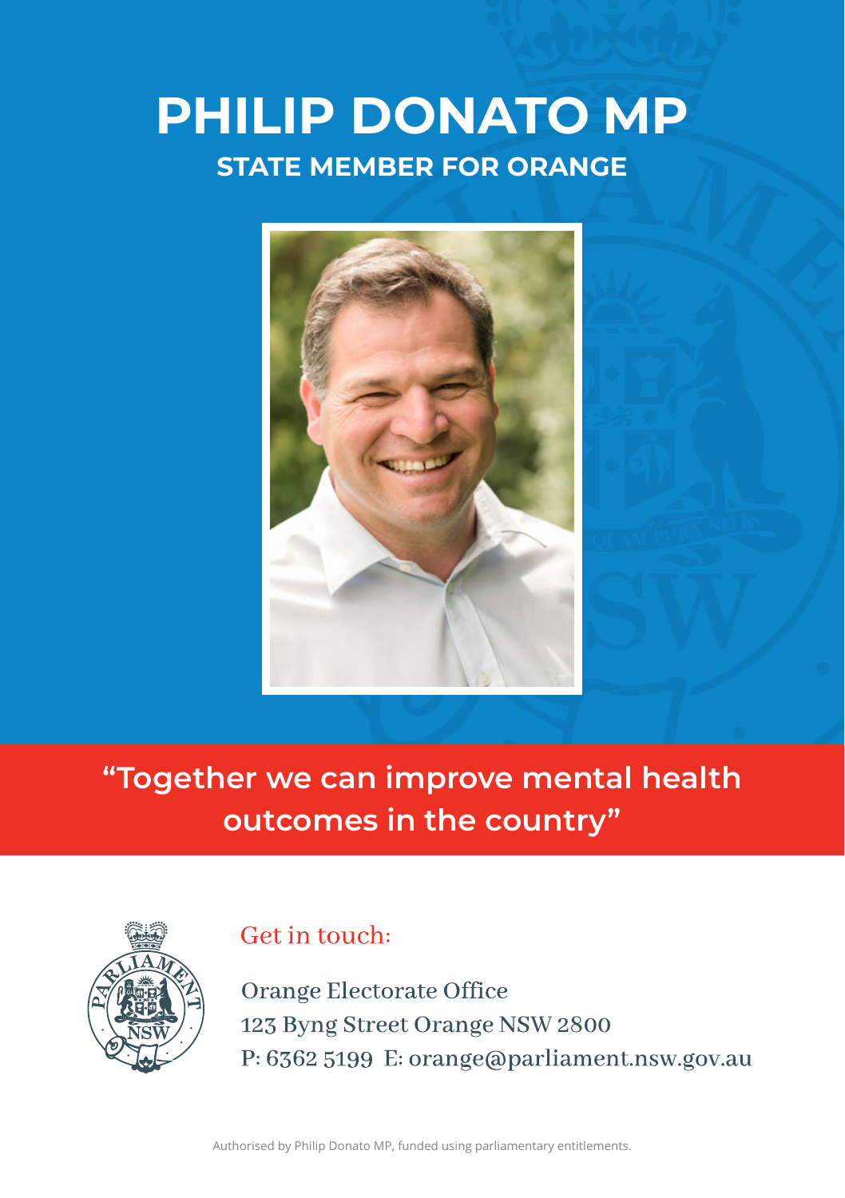# PHILIP DONATO MP

## STATE MEMBER FOR ORANGE

**"Together we can improve mental health outcomes in the country"**

Get in touch:

Orange Electorate Office
123 Byng Street Orange NSW 2800
P: 6362 5199 E: orange@parliament.nsw.gov.au

Authorised by Philip Donato MP, funded using parliamentary entitlements.